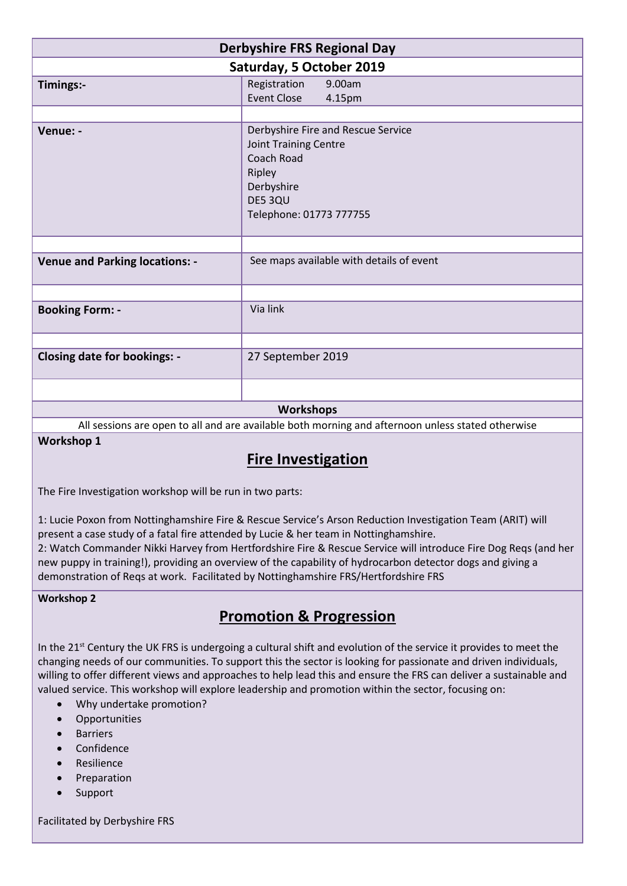| Derbyshire FRS Regional Day | |
|---|---|
| **Saturday, 5 October 2019** | |
| **Timings:-** | Registration 9.00am<br>Event Close 4.15pm |
| | |
| **Venue: -** | Derbyshire Fire and Rescue Service<br>Joint Training Centre<br>Coach Road<br>Ripley<br>Derbyshire<br>DE5 3QU<br>Telephone: 01773 777755 |
| | |
| **Venue and Parking locations: -** | See maps available with details of event |
| | |
| **Booking Form: -** | Via link |
| | |
| **Closing date for bookings: -** | 27 September 2019 |
| | |

**Workshops**

All sessions are open to all and are available both morning and afternoon unless stated otherwise

**Workshop 1**

## Fire Investigation

The Fire Investigation workshop will be run in two parts:

1: Lucie Poxon from Nottinghamshire Fire & Rescue Service's Arson Reduction Investigation Team (ARIT) will present a case study of a fatal fire attended by Lucie & her team in Nottinghamshire.
2: Watch Commander Nikki Harvey from Hertfordshire Fire & Rescue Service will introduce Fire Dog Reqs (and her new puppy in training!), providing an overview of the capability of hydrocarbon detector dogs and giving a demonstration of Reqs at work. Facilitated by Nottinghamshire FRS/Hertfordshire FRS

**Workshop 2**

## Promotion & Progression

In the 21st Century the UK FRS is undergoing a cultural shift and evolution of the service it provides to meet the changing needs of our communities. To support this the sector is looking for passionate and driven individuals, willing to offer different views and approaches to help lead this and ensure the FRS can deliver a sustainable and valued service. This workshop will explore leadership and promotion within the sector, focusing on:

- Why undertake promotion?
- Opportunities
- Barriers
- Confidence
- Resilience
- Preparation
- Support

Facilitated by Derbyshire FRS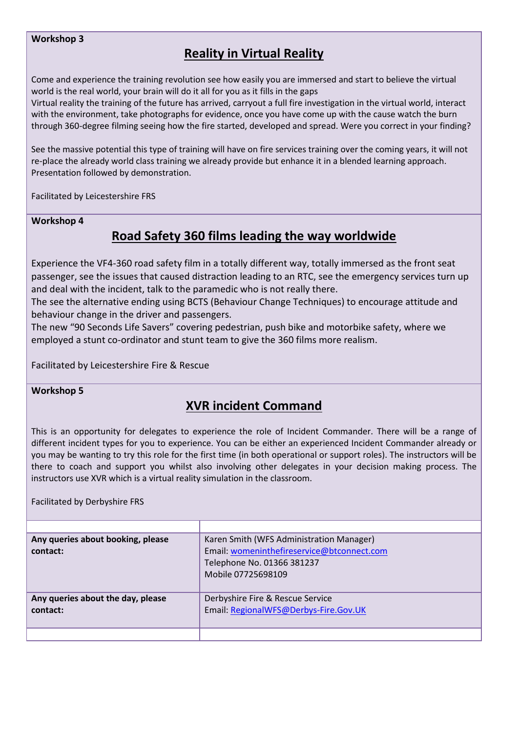**Workshop 3**

## Reality in Virtual Reality

Come and experience the training revolution see how easily you are immersed and start to believe the virtual world is the real world, your brain will do it all for you as it fills in the gaps
Virtual reality the training of the future has arrived, carryout a full fire investigation in the virtual world, interact with the environment, take photographs for evidence, once you have come up with the cause watch the burn through 360-degree filming seeing how the fire started, developed and spread. Were you correct in your finding?

See the massive potential this type of training will have on fire services training over the coming years, it will not re-place the already world class training we already provide but enhance it in a blended learning approach. Presentation followed by demonstration.

Facilitated by Leicestershire FRS

**Workshop 4**

## Road Safety 360 films leading the way worldwide

Experience the VF4-360 road safety film in a totally different way, totally immersed as the front seat passenger, see the issues that caused distraction leading to an RTC, see the emergency services turn up and deal with the incident, talk to the paramedic who is not really there.
The see the alternative ending using BCTS (Behaviour Change Techniques) to encourage attitude and behaviour change in the driver and passengers.
The new "90 Seconds Life Savers" covering pedestrian, push bike and motorbike safety, where we employed a stunt co-ordinator and stunt team to give the 360 films more realism.

Facilitated by Leicestershire Fire & Rescue

**Workshop 5**

## XVR incident Command

This is an opportunity for delegates to experience the role of Incident Commander. There will be a range of different incident types for you to experience. You can be either an experienced Incident Commander already or you may be wanting to try this role for the first time (in both operational or support roles). The instructors will be there to coach and support you whilst also involving other delegates in your decision making process. The instructors use XVR which is a virtual reality simulation in the classroom.

Facilitated by Derbyshire FRS

| | |
|---|---|
| **Any queries about booking, please contact:** | Karen Smith (WFS Administration Manager)<br>Email: womeninthefireservice@btconnect.com<br>Telephone No. 01366 381237<br>Mobile 07725698109 |
| **Any queries about the day, please contact:** | Derbyshire Fire & Rescue Service<br>Email: RegionalWFS@Derbys-Fire.Gov.UK |
| | |